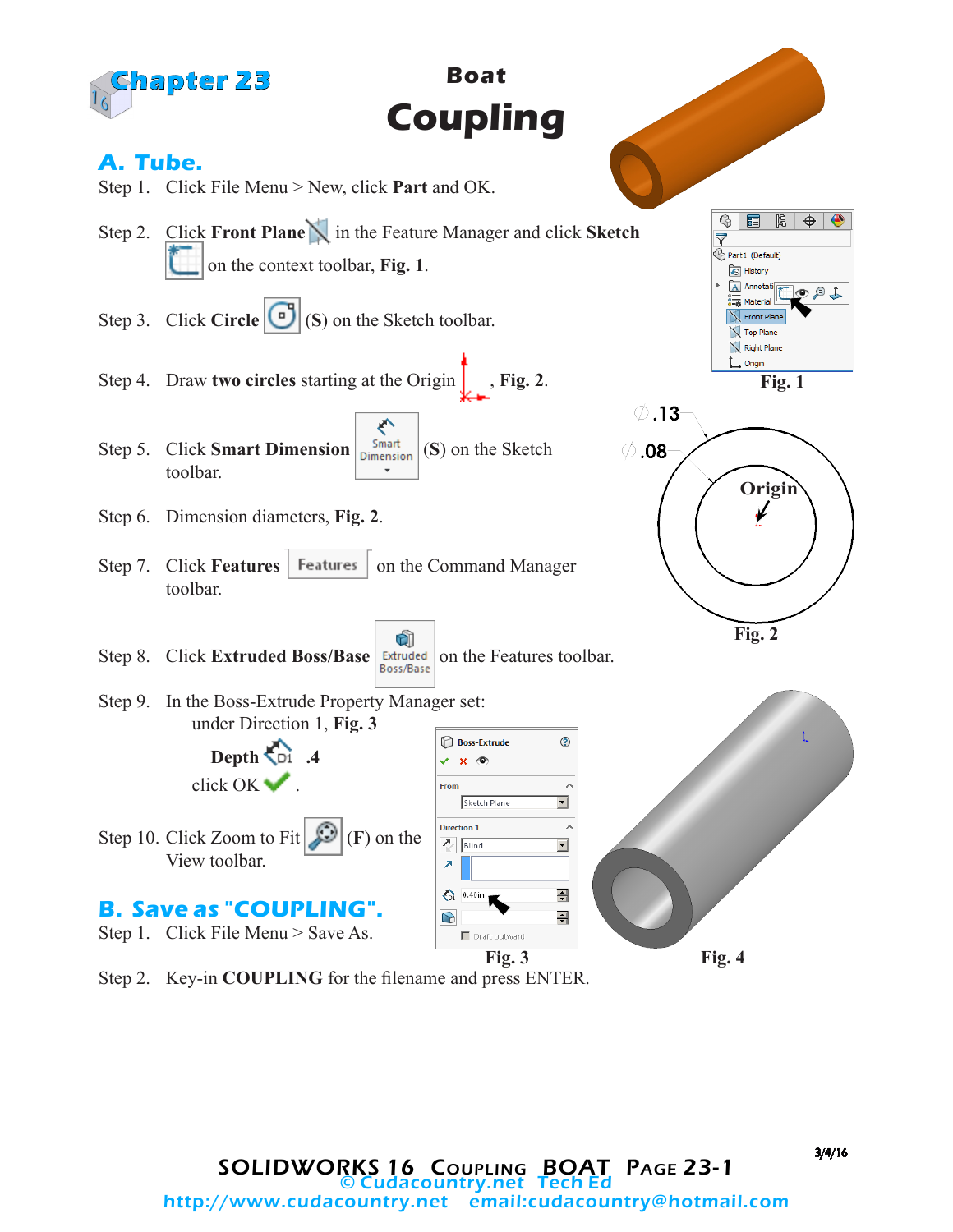# Chapter 23

## Boat Coupling

## A. Tube.

Step 1. Click File Menu > New, click **Part** and OK.

Step 2. Click **Front Plane** in the Feature Manager and click **Sketch** on the context toolbar, **Fig. 1**.

Step 3. Click **Circle** (**S**) on the Sketch toolbar.

Step 4. Draw **two circles** starting at the Origin, **Fig. 2**.

Step 5. Click **Smart Dimension** (**S**) on the Sketch toolbar.

Step 6. Dimension diameters, **Fig. 2**.

Step 7. Click **Features** on the Command Manager toolbar.

Step 8. Click **Extruded Boss/Base** on the Features toolbar.

Step 9. In the Boss-Extrude Property Manager set:
under Direction 1, **Fig. 3**

**Depth** .4

click OK .

Step 10. Click Zoom to Fit (**F**) on the View toolbar.

Fig. 1

Ø.13

Ø.08

Origin

Fig. 2

Fig. 3

Fig. 4

## B. Save as "COUPLING".

Step 1. Click File Menu > Save As.

Step 2. Key-in **COUPLING** for the filename and press ENTER.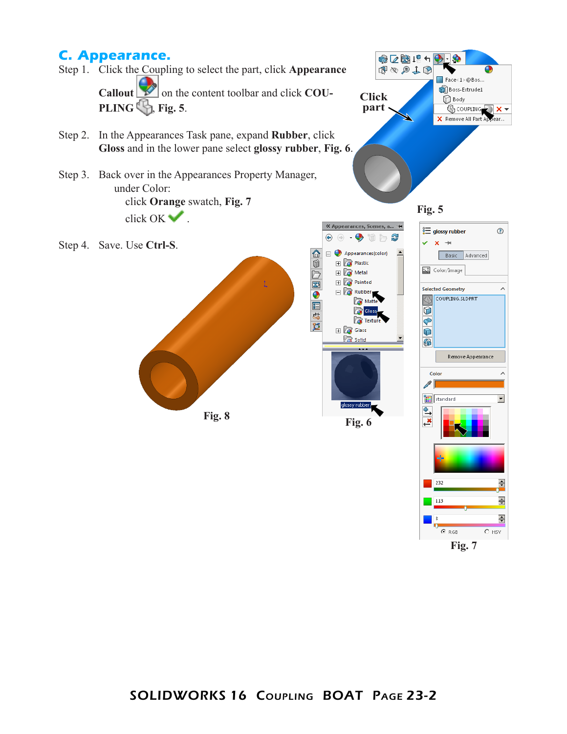## C. Appearance.

Step 1. Click the Coupling to select the part, click **Appearance Callout** on the content toolbar and click **COUPLING**, **Fig. 5**.

Step 2. In the Appearances Task pane, expand **Rubber**, click **Gloss** and in the lower pane select **glossy rubber**, **Fig. 6**.

Step 3. Back over in the Appearances Property Manager, under Color:
click **Orange** swatch, **Fig. 7**
click OK .

Step 4. Save. Use **Ctrl-S**.

Click part

Fig. 5

Fig. 6

Fig. 7

Fig. 8